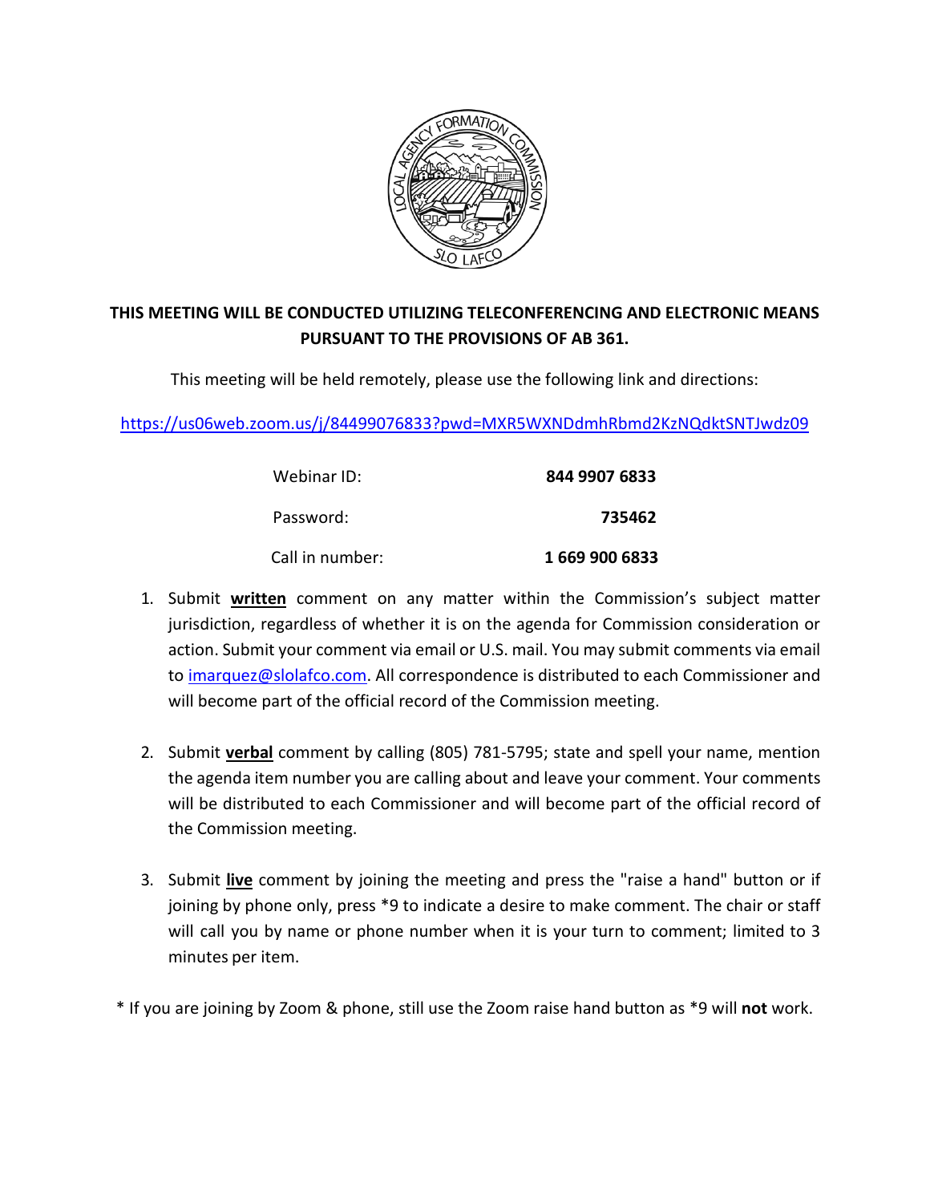**THIS MEETING WILL BE CONDUCTED UTILIZING TELECONFERENCING AND ELECTRONIC MEANS PURSUANT TO THE PROVISIONS OF AB 361.**

This meeting will be held remotely, please use the following link and directions:

https://us06web.zoom.us/j/84499076833?pwd=MXR5WXNDdmhRbmd2KzNQdktSNTJwdz09

| | |
|---|---|
| Webinar ID: | **844 9907 6833** |
| Password: | **735462** |
| Call in number: | **1 669 900 6833** |

1. Submit **written** comment on any matter within the Commission's subject matter jurisdiction, regardless of whether it is on the agenda for Commission consideration or action. Submit your comment via email or U.S. mail. You may submit comments via email to imarquez@slolafco.com. All correspondence is distributed to each Commissioner and will become part of the official record of the Commission meeting.

2. Submit **verbal** comment by calling (805) 781-5795; state and spell your name, mention the agenda item number you are calling about and leave your comment. Your comments will be distributed to each Commissioner and will become part of the official record of the Commission meeting.

3. Submit **live** comment by joining the meeting and press the "raise a hand" button or if joining by phone only, press *9 to indicate a desire to make comment. The chair or staff will call you by name or phone number when it is your turn to comment; limited to 3 minutes per item.

* If you are joining by Zoom & phone, still use the Zoom raise hand button as *9 will **not** work.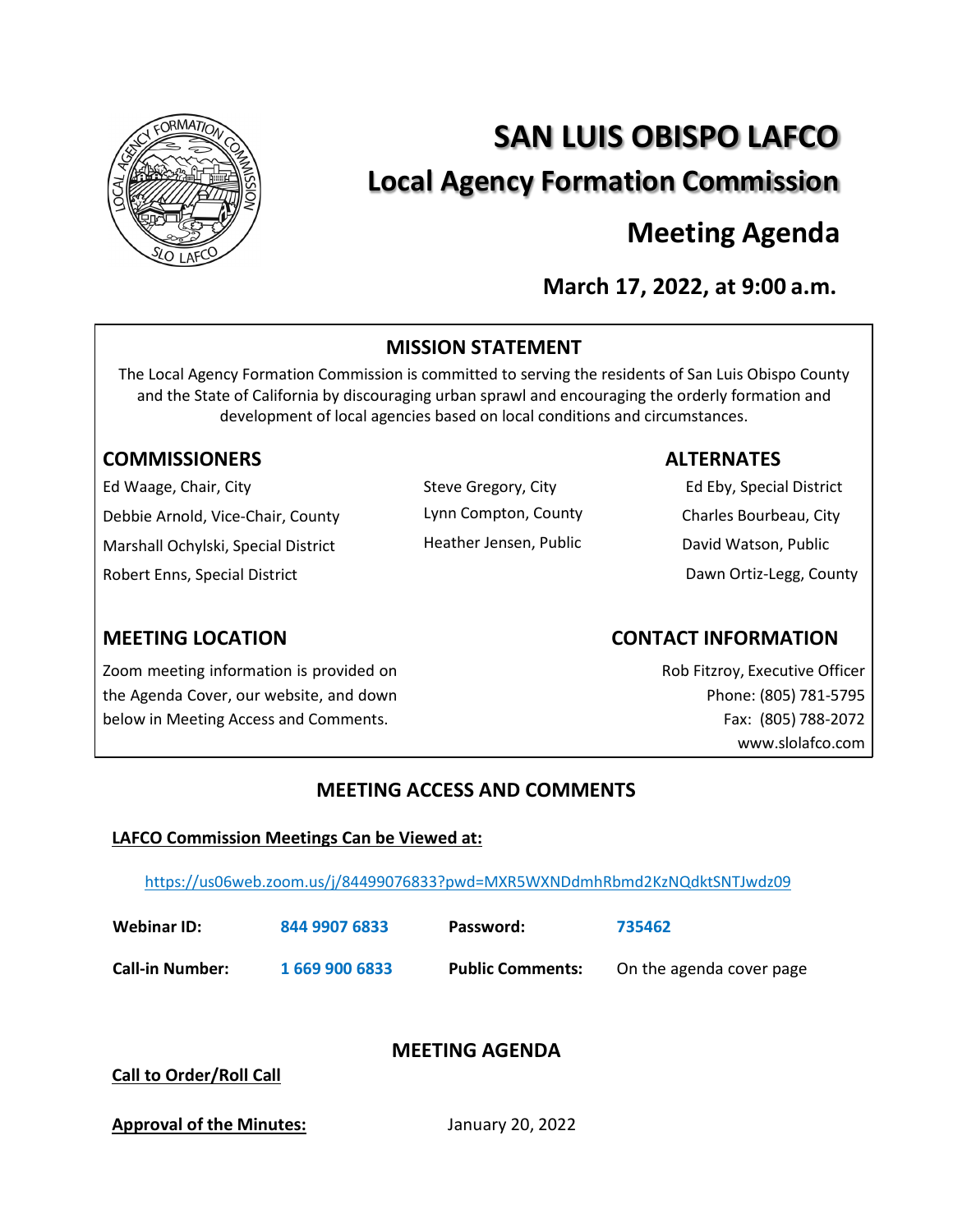# SAN LUIS OBISPO LAFCO

## Local Agency Formation Commission

## Meeting Agenda

**March 17, 2022, at 9:00 a.m.**

### MISSION STATEMENT

The Local Agency Formation Commission is committed to serving the residents of San Luis Obispo County and the State of California by discouraging urban sprawl and encouraging the orderly formation and development of local agencies based on local conditions and circumstances.

### COMMISSIONERS

Ed Waage, Chair, City
Debbie Arnold, Vice-Chair, County
Marshall Ochylski, Special District
Robert Enns, Special District
Steve Gregory, City
Lynn Compton, County
Heather Jensen, Public

### ALTERNATES

Ed Eby, Special District
Charles Bourbeau, City
David Watson, Public
Dawn Ortiz-Legg, County

### MEETING LOCATION

Zoom meeting information is provided on the Agenda Cover, our website, and down below in Meeting Access and Comments.

### CONTACT INFORMATION

Rob Fitzroy, Executive Officer
Phone: (805) 781-5795
Fax: (805) 788-2072
www.slolafco.com

### MEETING ACCESS AND COMMENTS

**LAFCO Commission Meetings Can be Viewed at:**

https://us06web.zoom.us/j/84499076833?pwd=MXR5WXNDdmhRbmd2KzNQdktSNTJwdz09

| | | | |
|---|---|---|---|
| **Webinar ID:** | 844 9907 6833 | **Password:** | 735462 |
| **Call-in Number:** | 1 669 900 6833 | **Public Comments:** | On the agenda cover page |

### MEETING AGENDA

**Call to Order/Roll Call**

**Approval of the Minutes:** January 20, 2022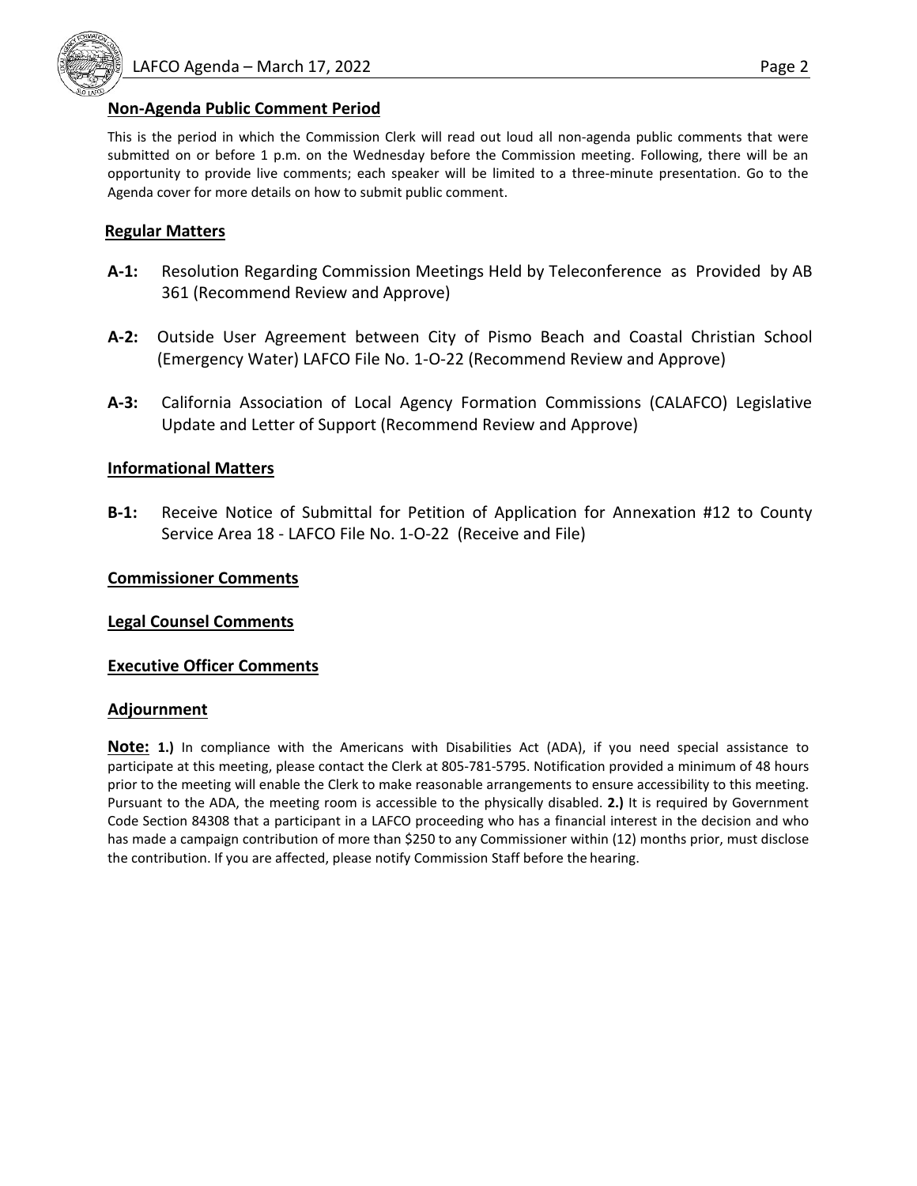## Non-Agenda Public Comment Period

This is the period in which the Commission Clerk will read out loud all non-agenda public comments that were submitted on or before 1 p.m. on the Wednesday before the Commission meeting. Following, there will be an opportunity to provide live comments; each speaker will be limited to a three-minute presentation. Go to the Agenda cover for more details on how to submit public comment.

## Regular Matters

**A-1:** Resolution Regarding Commission Meetings Held by Teleconference as Provided by AB 361 (Recommend Review and Approve)

**A-2:** Outside User Agreement between City of Pismo Beach and Coastal Christian School (Emergency Water) LAFCO File No. 1-O-22 (Recommend Review and Approve)

**A-3:** California Association of Local Agency Formation Commissions (CALAFCO) Legislative Update and Letter of Support (Recommend Review and Approve)

## Informational Matters

**B-1:** Receive Notice of Submittal for Petition of Application for Annexation #12 to County Service Area 18 - LAFCO File No. 1-O-22 (Receive and File)

## Commissioner Comments

## Legal Counsel Comments

## Executive Officer Comments

## Adjournment

**Note:** **1.)** In compliance with the Americans with Disabilities Act (ADA), if you need special assistance to participate at this meeting, please contact the Clerk at 805-781-5795. Notification provided a minimum of 48 hours prior to the meeting will enable the Clerk to make reasonable arrangements to ensure accessibility to this meeting. Pursuant to the ADA, the meeting room is accessible to the physically disabled. **2.)** It is required by Government Code Section 84308 that a participant in a LAFCO proceeding who has a financial interest in the decision and who has made a campaign contribution of more than $250 to any Commissioner within (12) months prior, must disclose the contribution. If you are affected, please notify Commission Staff before the hearing.